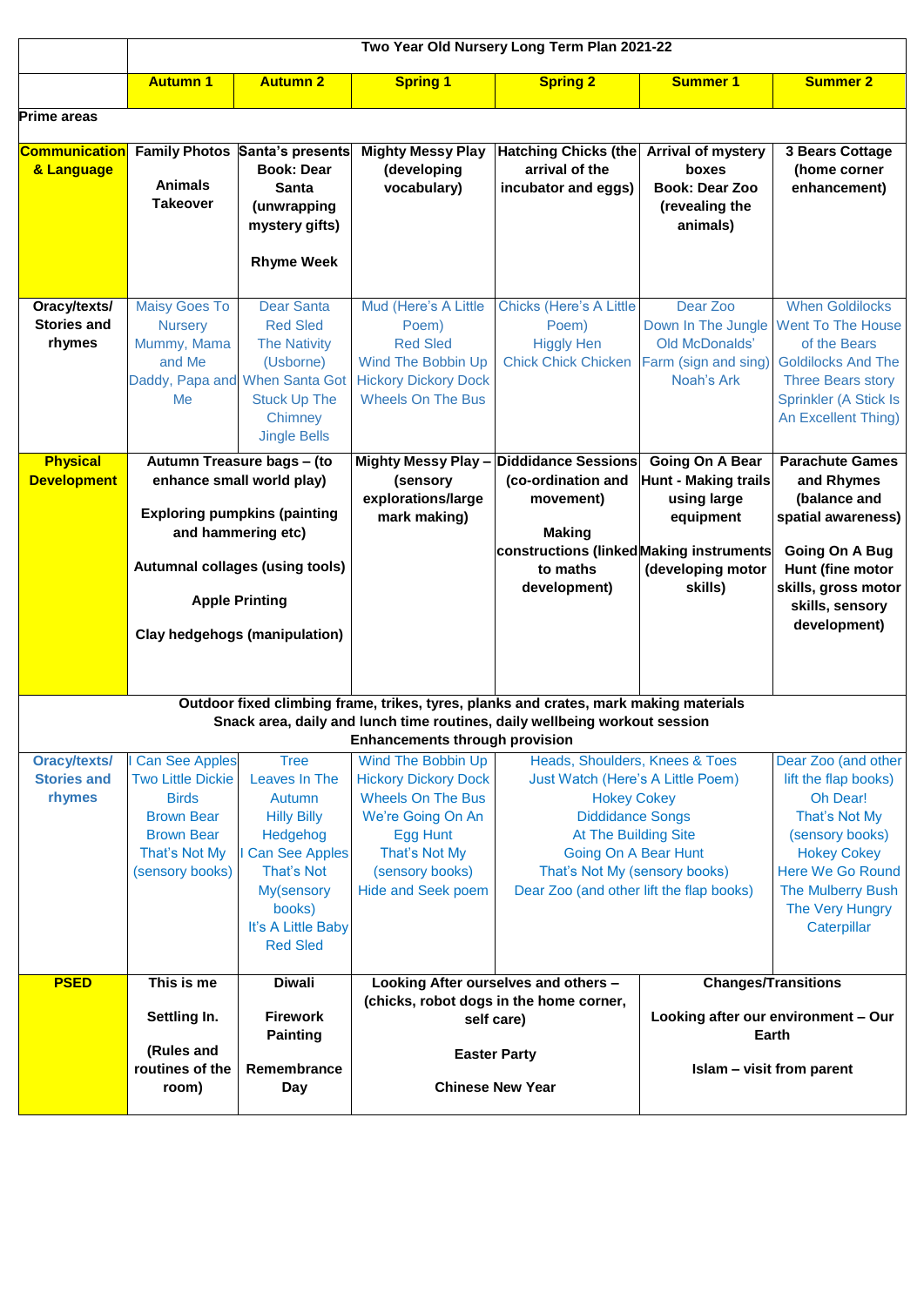| | Two Year Old Nursery Long Term Plan 2021-22 | | | | | |
|---|---|---|---|---|---|---|
| | **Autumn 1** | **Autumn 2** | **Spring 1** | **Spring 2** | **Summer 1** | **Summer 2** |
| **Prime areas** | | | | | | |
| **Communication & Language** | **Family Photos**<br><br>**Animals Takeover** | **Santa's presents Book: Dear Santa (unwrapping mystery gifts)**<br><br>**Rhyme Week** | **Mighty Messy Play (developing vocabulary)** | **Hatching Chicks (the arrival of the incubator and eggs)** | **Arrival of mystery boxes Book: Dear Zoo (revealing the animals)** | **3 Bears Cottage (home corner enhancement)** |
| **Oracy/texts/ Stories and rhymes** | Maisy Goes To Nursery<br>Mummy, Mama and Me<br>Daddy, Papa and Me | Dear Santa<br>Red Sled<br>The Nativity (Usborne)<br>When Santa Got Stuck Up The Chimney<br>Jingle Bells | Mud (Here's A Little Poem)<br>Red Sled<br>Wind The Bobbin Up<br>Hickory Dickory Dock<br>Wheels On The Bus | Chicks (Here's A Little Poem)<br>Higgly Hen<br>Chick Chick Chicken | Dear Zoo<br>Down In The Jungle<br>Old McDonalds' Farm (sign and sing)<br>Noah's Ark | When Goldilocks Went To The House of the Bears<br>Goldilocks And The Three Bears story<br>Sprinkler (A Stick Is An Excellent Thing) |
| **Physical Development** | **Autumn Treasure bags – (to enhance small world play)**<br><br>**Exploring pumpkins (painting and hammering etc)**<br><br>**Autumnal collages (using tools)**<br><br>**Apple Printing**<br><br>**Clay hedgehogs (manipulation)** | | **Mighty Messy Play – (sensory explorations/large mark making)** | **Diddidance Sessions (co-ordination and movement)**<br><br>**Making constructions (linked to maths development)** | **Going On A Bear Hunt - Making trails using large equipment**<br><br>**Making instruments (developing motor skills)** | **Parachute Games and Rhymes (balance and spatial awareness)**<br><br>**Going On A Bug Hunt (fine motor skills, gross motor skills, sensory development)** |
| | **Outdoor fixed climbing frame, trikes, tyres, planks and crates, mark making materials**<br>**Snack area, daily and lunch time routines, daily wellbeing workout session**<br>**Enhancements through provision** | | | | | |
| **Oracy/texts/ Stories and rhymes** | I Can See Apples<br>Two Little Dickie Birds<br>Brown Bear Brown Bear<br>That's Not My (sensory books) | Tree<br>Leaves In The Autumn<br>Hilly Billy Hedgehog<br>I Can See Apples<br>That's Not My(sensory books)<br>It's A Little Baby<br>Red Sled | Wind The Bobbin Up<br>Hickory Dickory Dock<br>Wheels On The Bus<br>We're Going On An Egg Hunt<br>That's Not My (sensory books)<br>Hide and Seek poem | Heads, Shoulders, Knees & Toes<br>Just Watch (Here's A Little Poem)<br>Hokey Cokey<br>Diddidance Songs<br>At The Building Site<br>Going On A Bear Hunt<br>That's Not My (sensory books)<br>Dear Zoo (and other lift the flap books) | | Dear Zoo (and other lift the flap books)<br>Oh Dear!<br>That's Not My (sensory books)<br>Hokey Cokey<br>Here We Go Round The Mulberry Bush<br>The Very Hungry Caterpillar |
| **PSED** | **This is me**<br><br>**Settling In.**<br><br>**(Rules and routines of the room)** | **Diwali**<br><br>**Firework Painting**<br><br>**Remembrance Day** | **Looking After ourselves and others – (chicks, robot dogs in the home corner, self care)**<br><br>**Easter Party**<br><br>**Chinese New Year** | | **Changes/Transitions**<br><br>**Looking after our environment – Our Earth**<br><br>**Islam – visit from parent** | |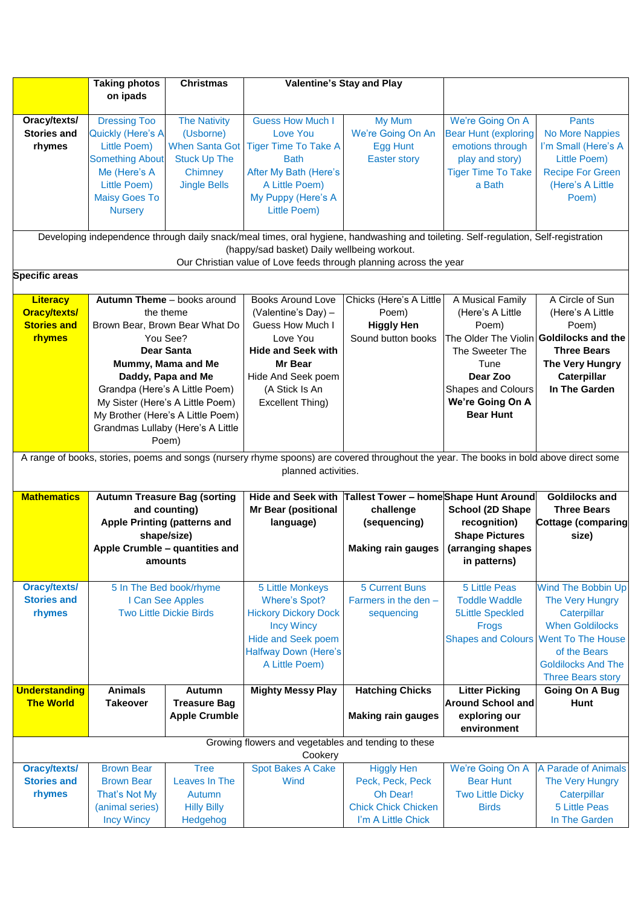| | Taking photos on ipads | Christmas | Valentine's Stay and Play | | | |
|---|---|---|---|---|---|---|
| **Oracy/texts/ Stories and rhymes** | Dressing Too Quickly (Here's A Little Poem) Something About Me (Here's A Little Poem) Maisy Goes To Nursery | The Nativity (Usborne) When Santa Got Stuck Up The Chimney Jingle Bells | Guess How Much I Love You Tiger Time To Take A Bath After My Bath (Here's A Little Poem) My Puppy (Here's A Little Poem) | My Mum We're Going On An Egg Hunt Easter story | We're Going On A Bear Hunt (exploring emotions through play and story) Tiger Time To Take a Bath | Pants No More Nappies I'm Small (Here's A Little Poem) Recipe For Green (Here's A Little Poem) |
| Developing independence through daily snack/meal times, oral hygiene, handwashing and toileting. Self-regulation, Self-registration (happy/sad basket) Daily wellbeing workout. Our Christian value of Love feeds through planning across the year | | | | | | |
| **Specific areas** | | | | | | |
| **Literacy Oracy/texts/ Stories and rhymes** | **Autumn Theme** – books around the theme Brown Bear, Brown Bear What Do You See? **Dear Santa** **Mummy, Mama and Me** **Daddy, Papa and Me** Grandpa (Here's A Little Poem) My Sister (Here's A Little Poem) My Brother (Here's A Little Poem) Grandmas Lullaby (Here's A Little Poem) | | Books Around Love (Valentine's Day) – Guess How Much I Love You **Hide and Seek with Mr Bear** Hide And Seek poem (A Stick Is An Excellent Thing) | Chicks (Here's A Little Poem) **Higgly Hen** Sound button books | A Musical Family (Here's A Little Poem) The Older The Violin The Sweeter The Tune **Dear Zoo** Shapes and Colours **We're Going On A Bear Hunt** | A Circle of Sun (Here's A Little Poem) **Goldilocks and the Three Bears** **The Very Hungry Caterpillar** **In The Garden** |
| A range of books, stories, poems and songs (nursery rhyme spoons) are covered throughout the year. The books in bold above direct some planned activities. | | | | | | |
| **Mathematics** | **Autumn Treasure Bag (sorting and counting)** **Apple Printing (patterns and shape/size)** **Apple Crumble – quantities and amounts** | | **Hide and Seek with Mr Bear (positional language)** | **Tallest Tower – home challenge (sequencing)** **Making rain gauges** | **Shape Hunt Around School (2D Shape recognition)** **Shape Pictures (arranging shapes in patterns)** | **Goldilocks and Three Bears Cottage (comparing size)** |
| **Oracy/texts/ Stories and rhymes** | 5 In The Bed book/rhyme I Can See Apples Two Little Dickie Birds | | 5 Little Monkeys Where's Spot? Hickory Dickory Dock Incy Wincy Hide and Seek poem Halfway Down (Here's A Little Poem) | 5 Current Buns Farmers in the den – sequencing | 5 Little Peas Toddle Waddle 5Little Speckled Frogs Shapes and Colours | Wind The Bobbin Up The Very Hungry Caterpillar When Goldilocks Went To The House of the Bears Goldilocks And The Three Bears story |
| **Understanding The World** | **Animals Takeover** | **Autumn Treasure Bag Apple Crumble** | **Mighty Messy Play** | **Hatching Chicks** **Making rain gauges** | **Litter Picking Around School and exploring our environment** | **Going On A Bug Hunt** |
| Growing flowers and vegetables and tending to these Cookery | | | | | | |
| **Oracy/texts/ Stories and rhymes** | Brown Bear Brown Bear That's Not My (animal series) Incy Wincy | Tree Leaves In The Autumn Hilly Billy Hedgehog | Spot Bakes A Cake Wind | Higgly Hen Peck, Peck, Peck Oh Dear! Chick Chick Chicken I'm A Little Chick | We're Going On A Bear Hunt Two Little Dicky Birds | A Parade of Animals The Very Hungry Caterpillar 5 Little Peas In The Garden |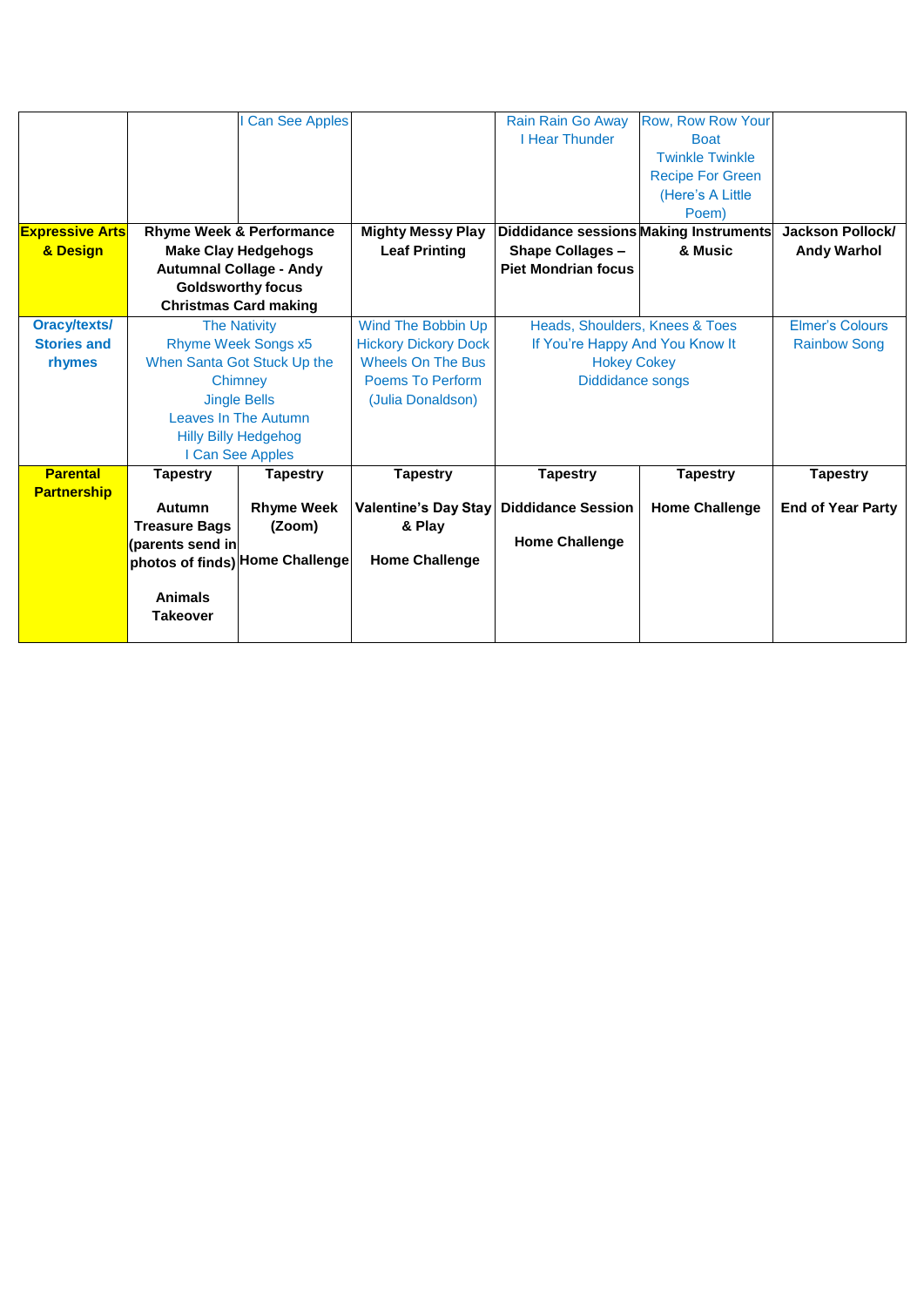| | | | | | | |
|---|---|---|---|---|---|---|
| | | I Can See Apples | | Rain Rain Go Away<br>I Hear Thunder | Row, Row Row Your Boat<br>Twinkle Twinkle<br>Recipe For Green (Here's A Little Poem) | |
| **Expressive Arts & Design** | **Rhyme Week & Performance**<br>**Make Clay Hedgehogs**<br>**Autumnal Collage - Andy Goldsworthy focus**<br>**Christmas Card making** | | **Mighty Messy Play**<br>**Leaf Printing** | **Diddidance sessions**<br>**Shape Collages – Piet Mondrian focus** | **Making Instruments & Music** | **Jackson Pollock/ Andy Warhol** |
| **Oracy/texts/ Stories and rhymes** | The Nativity<br>Rhyme Week Songs x5<br>When Santa Got Stuck Up the Chimney<br>Jingle Bells<br>Leaves In The Autumn<br>Hilly Billy Hedgehog<br>I Can See Apples | | Wind The Bobbin Up<br>Hickory Dickory Dock<br>Wheels On The Bus<br>Poems To Perform (Julia Donaldson) | Heads, Shoulders, Knees & Toes<br>If You're Happy And You Know It<br>Hokey Cokey<br>Diddidance songs | | Elmer's Colours<br>Rainbow Song |
| **Parental Partnership** | **Tapestry**<br><br>**Autumn Treasure Bags (parents send in photos of finds)**<br><br>**Animals Takeover** | **Tapestry**<br><br>**Rhyme Week (Zoom)**<br><br>**Home Challenge** | **Tapestry**<br><br>**Valentine's Day Stay & Play**<br><br>**Home Challenge** | **Tapestry**<br><br>**Diddidance Session**<br><br>**Home Challenge** | **Tapestry**<br><br>**Home Challenge** | **Tapestry**<br><br>**End of Year Party** |